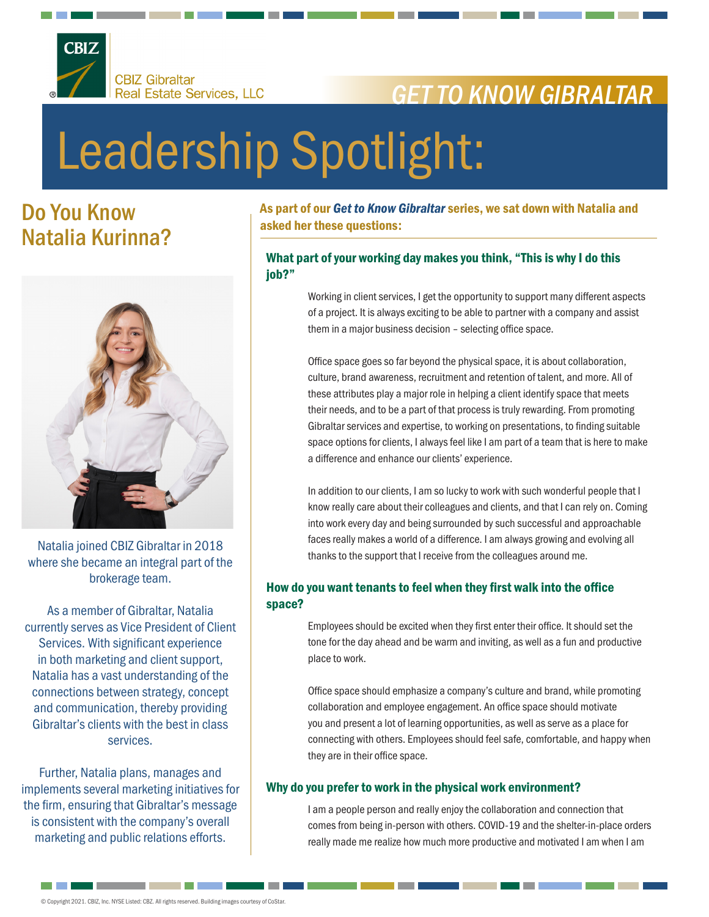CBIZ Gibraltar Real Estate Services, LLC

*GET TO KNOW GIBRALTAR*

# Leadership Spotlight:

## Do You Know Natalia Kurinna?

Natalia joined CBIZ Gibraltar in 2018 where she became an integral part of the brokerage team.

As a member of Gibraltar, Natalia currently serves as Vice President of Client Services. With significant experience in both marketing and client support, Natalia has a vast understanding of the connections between strategy, concept and communication, thereby providing Gibraltar's clients with the best in class services.

Further, Natalia plans, manages and implements several marketing initiatives for the firm, ensuring that Gibraltar's message is consistent with the company's overall marketing and public relations efforts.

**As part of our *Get to Know Gibraltar* series, we sat down with Natalia and asked her these questions:**

### What part of your working day makes you think, "This is why I do this job?"

Working in client services, I get the opportunity to support many different aspects of a project. It is always exciting to be able to partner with a company and assist them in a major business decision – selecting office space.

Office space goes so far beyond the physical space, it is about collaboration, culture, brand awareness, recruitment and retention of talent, and more. All of these attributes play a major role in helping a client identify space that meets their needs, and to be a part of that process is truly rewarding. From promoting Gibraltar services and expertise, to working on presentations, to finding suitable space options for clients, I always feel like I am part of a team that is here to make a difference and enhance our clients' experience.

In addition to our clients, I am so lucky to work with such wonderful people that I know really care about their colleagues and clients, and that I can rely on. Coming into work every day and being surrounded by such successful and approachable faces really makes a world of a difference. I am always growing and evolving all thanks to the support that I receive from the colleagues around me.

### How do you want tenants to feel when they first walk into the office space?

Employees should be excited when they first enter their office. It should set the tone for the day ahead and be warm and inviting, as well as a fun and productive place to work.

Office space should emphasize a company's culture and brand, while promoting collaboration and employee engagement. An office space should motivate you and present a lot of learning opportunities, as well as serve as a place for connecting with others. Employees should feel safe, comfortable, and happy when they are in their office space.

### Why do you prefer to work in the physical work environment?

I am a people person and really enjoy the collaboration and connection that comes from being in-person with others. COVID-19 and the shelter-in-place orders really made me realize how much more productive and motivated I am when I am

© Copyright 2021. CBIZ, Inc. NYSE Listed: CBZ. All rights reserved. Building images courtesy of CoStar.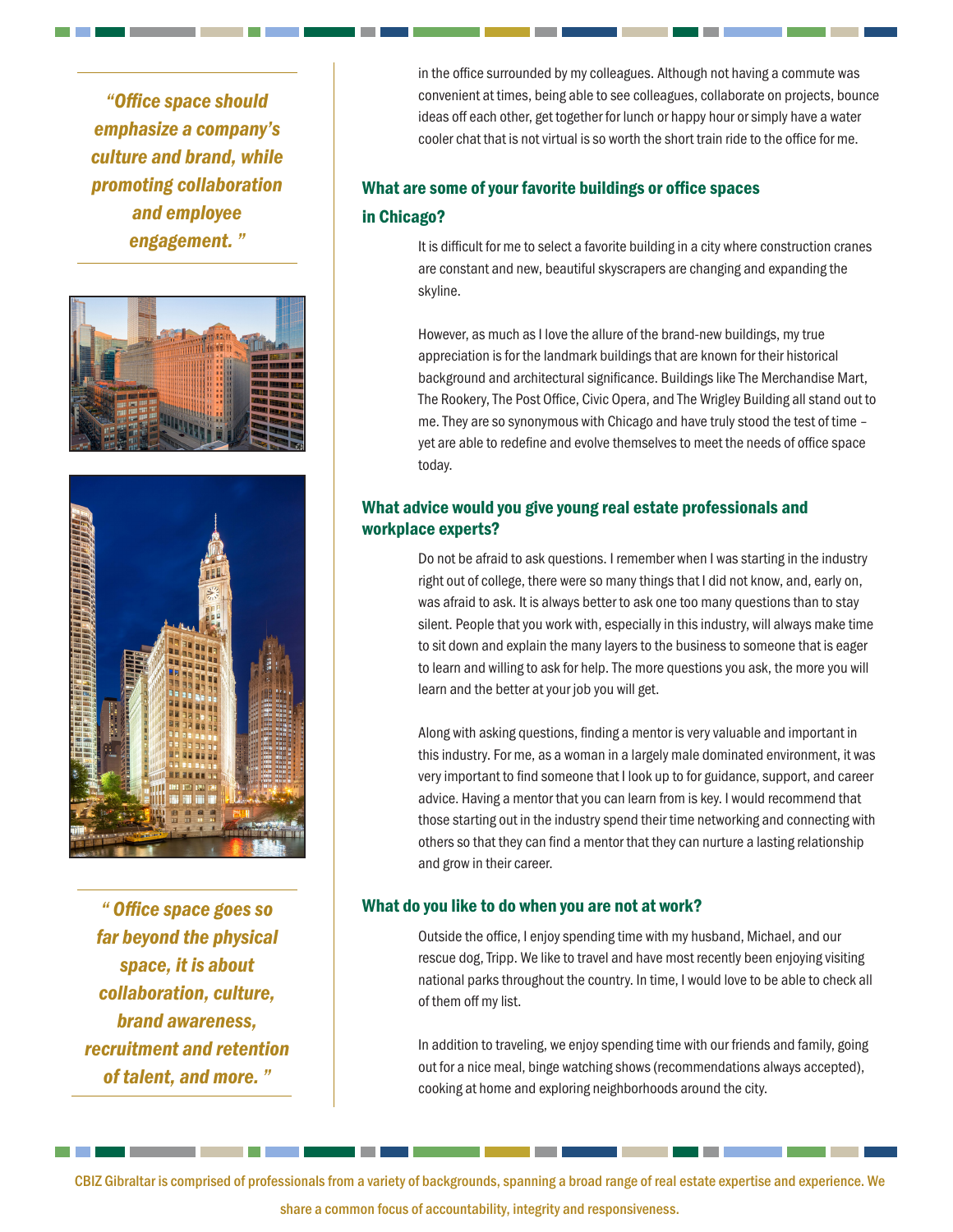*"Office space should emphasize a company's culture and brand, while promoting collaboration and employee engagement."*

in the office surrounded by my colleagues. Although not having a commute was convenient at times, being able to see colleagues, collaborate on projects, bounce ideas off each other, get together for lunch or happy hour or simply have a water cooler chat that is not virtual is so worth the short train ride to the office for me.

### What are some of your favorite buildings or office spaces in Chicago?

It is difficult for me to select a favorite building in a city where construction cranes are constant and new, beautiful skyscrapers are changing and expanding the skyline.

However, as much as I love the allure of the brand-new buildings, my true appreciation is for the landmark buildings that are known for their historical background and architectural significance. Buildings like The Merchandise Mart, The Rookery, The Post Office, Civic Opera, and The Wrigley Building all stand out to me. They are so synonymous with Chicago and have truly stood the test of time – yet are able to redefine and evolve themselves to meet the needs of office space today.

### What advice would you give young real estate professionals and workplace experts?

Do not be afraid to ask questions. I remember when I was starting in the industry right out of college, there were so many things that I did not know, and, early on, was afraid to ask. It is always better to ask one too many questions than to stay silent. People that you work with, especially in this industry, will always make time to sit down and explain the many layers to the business to someone that is eager to learn and willing to ask for help. The more questions you ask, the more you will learn and the better at your job you will get.

Along with asking questions, finding a mentor is very valuable and important in this industry. For me, as a woman in a largely male dominated environment, it was very important to find someone that I look up to for guidance, support, and career advice. Having a mentor that you can learn from is key. I would recommend that those starting out in the industry spend their time networking and connecting with others so that they can find a mentor that they can nurture a lasting relationship and grow in their career.

### What do you like to do when you are not at work?

Outside the office, I enjoy spending time with my husband, Michael, and our rescue dog, Tripp. We like to travel and have most recently been enjoying visiting national parks throughout the country. In time, I would love to be able to check all of them off my list.

In addition to traveling, we enjoy spending time with our friends and family, going out for a nice meal, binge watching shows (recommendations always accepted), cooking at home and exploring neighborhoods around the city.

*"Office space goes so far beyond the physical space, it is about collaboration, culture, brand awareness, recruitment and retention of talent, and more."*

CBIZ Gibraltar is comprised of professionals from a variety of backgrounds, spanning a broad range of real estate expertise and experience. We share a common focus of accountability, integrity and responsiveness.